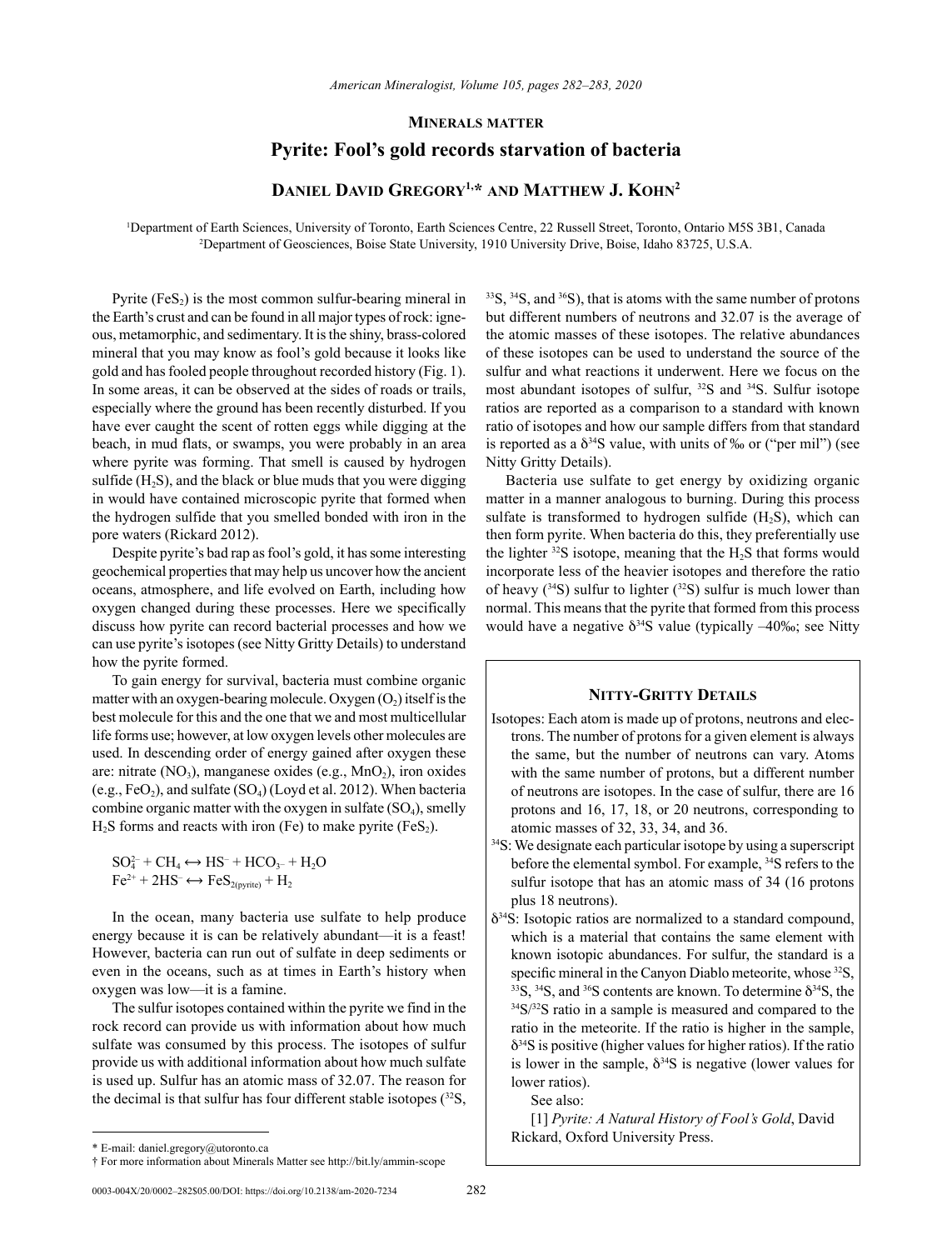**Minerals matter**

# Pyrite: Fool's gold records starvation of bacteria

**Daniel David Gregory[1,*] and Matthew J. Kohn[2]**

[1]Department of Earth Sciences, University of Toronto, Earth Sciences Centre, 22 Russell Street, Toronto, Ontario M5S 3B1, Canada
[2]Department of Geosciences, Boise State University, 1910 University Drive, Boise, Idaho 83725, U.S.A.

Pyrite ($FeS_2$) is the most common sulfur-bearing mineral in the Earth's crust and can be found in all major types of rock: igneous, metamorphic, and sedimentary. It is the shiny, brass-colored mineral that you may know as fool's gold because it looks like gold and has fooled people throughout recorded history (Fig. 1). In some areas, it can be observed at the sides of roads or trails, especially where the ground has been recently disturbed. If you have ever caught the scent of rotten eggs while digging at the beach, in mud flats, or swamps, you were probably in an area where pyrite was forming. That smell is caused by hydrogen sulfide ($H_2S$), and the black or blue muds that you were digging in would have contained microscopic pyrite that formed when the hydrogen sulfide that you smelled bonded with iron in the pore waters (Rickard 2012).

Despite pyrite's bad rap as fool's gold, it has some interesting geochemical properties that may help us uncover how the ancient oceans, atmosphere, and life evolved on Earth, including how oxygen changed during these processes. Here we specifically discuss how pyrite can record bacterial processes and how we can use pyrite's isotopes (see Nitty Gritty Details) to understand how the pyrite formed.

To gain energy for survival, bacteria must combine organic matter with an oxygen-bearing molecule. Oxygen ($O_2$) itself is the best molecule for this and the one that we and most multicellular life forms use; however, at low oxygen levels other molecules are used. In descending order of energy gained after oxygen these are: nitrate ($NO_3$), manganese oxides (e.g., $MnO_2$), iron oxides (e.g., $FeO_2$), and sulfate ($SO_4$) (Loyd et al. 2012). When bacteria combine organic matter with the oxygen in sulfate ($SO_4$), smelly $H_2S$ forms and reacts with iron (Fe) to make pyrite ($FeS_2$).

$$SO_4^{2-} + CH_4 \leftrightarrow HS^- + HCO_{3^-} + H_2O$$
$$Fe^{2+} + 2HS^- \leftrightarrow FeS_{2(pyrite)} + H_2$$

In the ocean, many bacteria use sulfate to help produce energy because it is can be relatively abundant—it is a feast! However, bacteria can run out of sulfate in deep sediments or even in the oceans, such as at times in Earth's history when oxygen was low—it is a famine.

The sulfur isotopes contained within the pyrite we find in the rock record can provide us with information about how much sulfate was consumed by this process. The isotopes of sulfur provide us with additional information about how much sulfate is used up. Sulfur has an atomic mass of 32.07. The reason for the decimal is that sulfur has four different stable isotopes ($^{32}S$, $^{33}S$, $^{34}S$, and $^{36}S$), that is atoms with the same number of protons but different numbers of neutrons and 32.07 is the average of the atomic masses of these isotopes. The relative abundances of these isotopes can be used to understand the source of the sulfur and what reactions it underwent. Here we focus on the most abundant isotopes of sulfur, $^{32}S$ and $^{34}S$. Sulfur isotope ratios are reported as a comparison to a standard with known ratio of isotopes and how our sample differs from that standard is reported as a $\delta^{34}S$ value, with units of ‰ or ("per mil") (see Nitty Gritty Details).

Bacteria use sulfate to get energy by oxidizing organic matter in a manner analogous to burning. During this process sulfate is transformed to hydrogen sulfide ($H_2S$), which can then form pyrite. When bacteria do this, they preferentially use the lighter $^{32}S$ isotope, meaning that the $H_2S$ that forms would incorporate less of the heavier isotopes and therefore the ratio of heavy ($^{34}S$) sulfur to lighter ($^{32}S$) sulfur is much lower than normal. This means that the pyrite that formed from this process would have a negative $\delta^{34}S$ value (typically –40‰; see Nitty

### Nitty-Gritty Details

Isotopes: Each atom is made up of protons, neutrons and electrons. The number of protons for a given element is always the same, but the number of neutrons can vary. Atoms with the same number of protons, but a different number of neutrons are isotopes. In the case of sulfur, there are 16 protons and 16, 17, 18, or 20 neutrons, corresponding to atomic masses of 32, 33, 34, and 36.

$^{34}S$: We designate each particular isotope by using a superscript before the elemental symbol. For example, $^{34}S$ refers to the sulfur isotope that has an atomic mass of 34 (16 protons plus 18 neutrons).

$\delta^{34}S$: Isotopic ratios are normalized to a standard compound, which is a material that contains the same element with known isotopic abundances. For sulfur, the standard is a specific mineral in the Canyon Diablo meteorite, whose $^{32}S$, $^{33}S$, $^{34}S$, and $^{36}S$ contents are known. To determine $\delta^{34}S$, the $^{34}S/^{32}S$ ratio in a sample is measured and compared to the ratio in the meteorite. If the ratio is higher in the sample, $\delta^{34}S$ is positive (higher values for higher ratios). If the ratio is lower in the sample, $\delta^{34}S$ is negative (lower values for lower ratios).

See also:

[1] *Pyrite: A Natural History of Fool's Gold*, David Rickard, Oxford University Press.

---

* E-mail: daniel.gregory@utoronto.ca
† For more information about Minerals Matter see http://bit.ly/ammin-scope

0003-004X/20/0002–282$05.00/DOI: https://doi.org/10.2138/am-2020-7234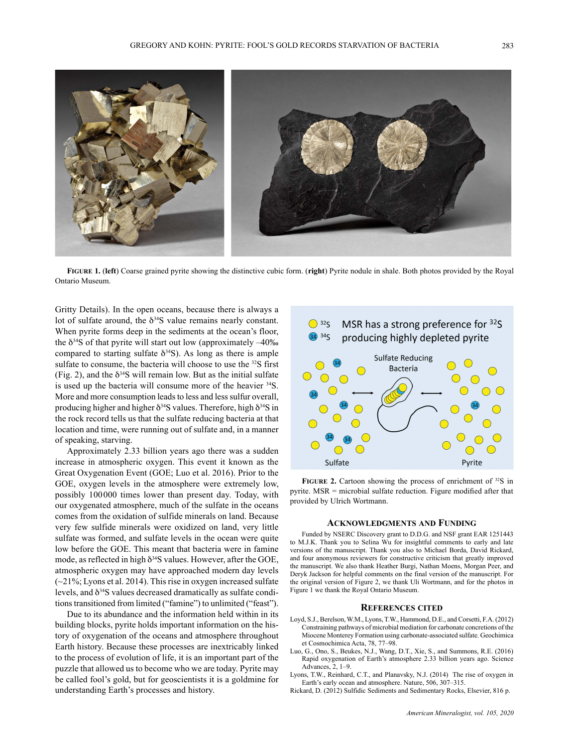**FIGURE 1.** (**left**) Coarse grained pyrite showing the distinctive cubic form. (**right**) Pyrite nodule in shale. Both photos provided by the Royal Ontario Museum.

Gritty Details). In the open oceans, because there is always a lot of sulfate around, the $\delta^{34}S$ value remains nearly constant. When pyrite forms deep in the sediments at the ocean's floor, the $\delta^{34}S$ of that pyrite will start out low (approximately –40‰ compared to starting sulfate $\delta^{34}S$). As long as there is ample sulfate to consume, the bacteria will choose to use the $^{32}S$ first (Fig. 2), and the $\delta^{34}S$ will remain low. But as the initial sulfate is used up the bacteria will consume more of the heavier $^{34}S$. More and more consumption leads to less and less sulfur overall, producing higher and higher $\delta^{34}S$ values. Therefore, high $\delta^{34}S$ in the rock record tells us that the sulfate reducing bacteria at that location and time, were running out of sulfate and, in a manner of speaking, starving.

Approximately 2.33 billion years ago there was a sudden increase in atmospheric oxygen. This event it known as the Great Oxygenation Event (GOE; Luo et al. 2016). Prior to the GOE, oxygen levels in the atmosphere were extremely low, possibly 100000 times lower than present day. Today, with our oxygenated atmosphere, much of the sulfate in the oceans comes from the oxidation of sulfide minerals on land. Because very few sulfide minerals were oxidized on land, very little sulfate was formed, and sulfate levels in the ocean were quite low before the GOE. This meant that bacteria were in famine mode, as reflected in high $\delta^{34}S$ values. However, after the GOE, atmospheric oxygen may have approached modern day levels (~21%; Lyons et al. 2014). This rise in oxygen increased sulfate levels, and $\delta^{34}S$ values decreased dramatically as sulfate conditions transitioned from limited ("famine") to unlimited ("feast").

Due to its abundance and the information held within in its building blocks, pyrite holds important information on the history of oxygenation of the oceans and atmosphere throughout Earth history. Because these processes are inextricably linked to the process of evolution of life, it is an important part of the puzzle that allowed us to become who we are today. Pyrite may be called fool's gold, but for geoscientists it is a goldmine for understanding Earth's processes and history.

$^{32}S$
$^{34}S$
MSR has a strong preference for $^{32}S$ producing highly depleted pyrite
Sulfate Reducing Bacteria
Sulfate
Pyrite

**FIGURE 2.** Cartoon showing the process of enrichment of $^{32}S$ in pyrite. MSR = microbial sulfate reduction. Figure modified after that provided by Ulrich Wortmann.

## ACKNOWLEDGMENTS AND FUNDING

Funded by NSERC Discovery grant to D.D.G. and NSF grant EAR 1251443 to M.J.K. Thank you to Selina Wu for insightful comments to early and late versions of the manuscript. Thank you also to Michael Borda, David Rickard, and four anonymous reviewers for constructive criticism that greatly improved the manuscript. We also thank Heather Burgi, Nathan Moens, Morgan Peer, and Deryk Jackson for helpful comments on the final version of the manuscript. For the original version of Figure 2, we thank Uli Wortmann, and for the photos in Figure 1 we thank the Royal Ontario Museum.

## REFERENCES CITED

Loyd, S.J., Berelson, W.M., Lyons, T.W., Hammond, D.E., and Corsetti, F.A. (2012) Constraining pathways of microbial mediation for carbonate concretions of the Miocene Monterey Formation using carbonate-associated sulfate. Geochimica et Cosmochimica Acta, 78, 77–98.

Luo, G., Ono, S., Beukes, N.J., Wang, D.T., Xie, S., and Summons, R.E. (2016) Rapid oxygenation of Earth's atmosphere 2.33 billion years ago. Science Advances, 2, 1–9.

Lyons, T.W., Reinhard, C.T., and Planavsky, N.J. (2014) The rise of oxygen in Earth's early ocean and atmosphere. Nature, 506, 307–315.

Rickard, D. (2012) Sulfidic Sediments and Sedimentary Rocks, Elsevier, 816 p.